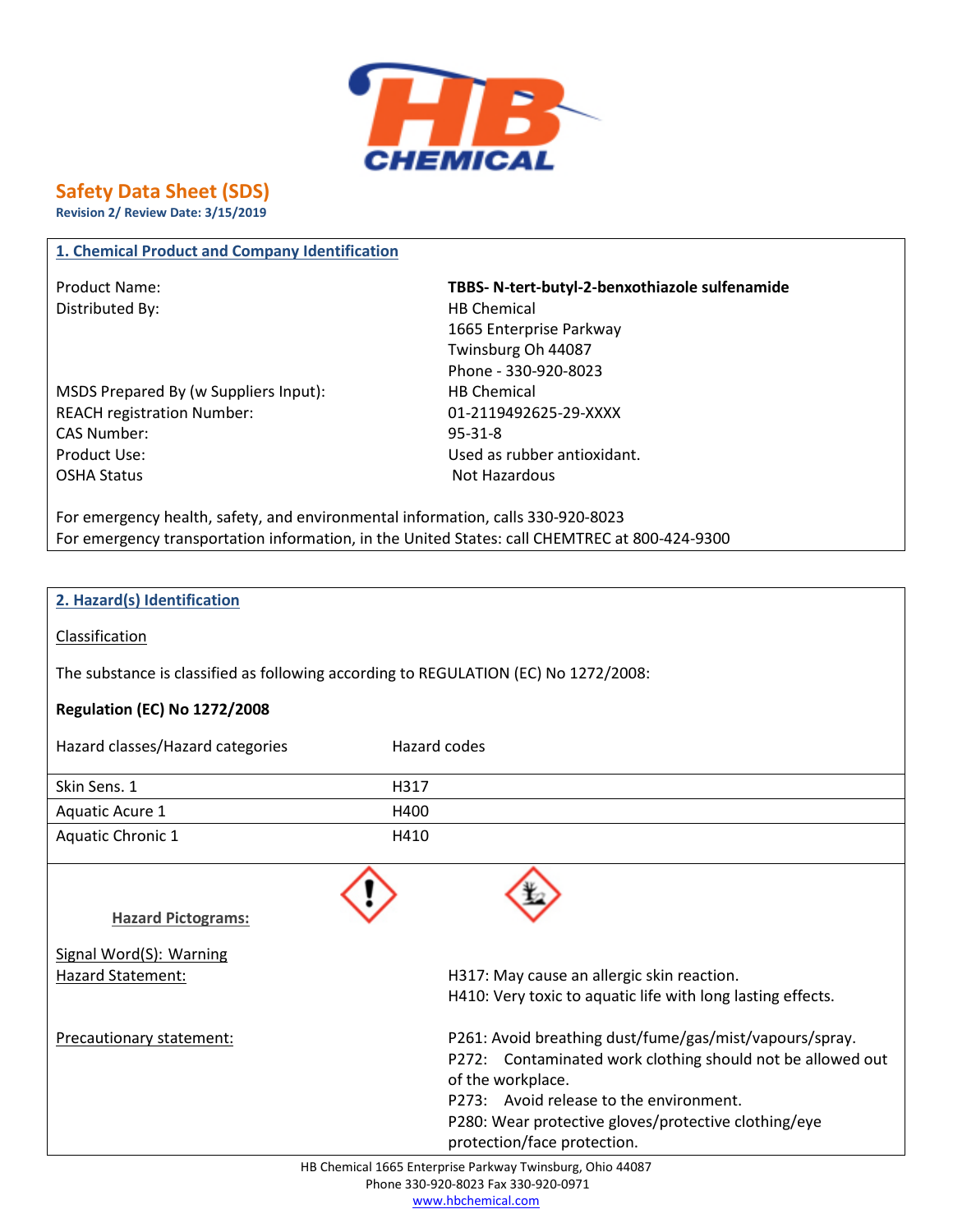# Safety Data Sheet (SDS)

**Revision 2/ Review Date: 3/15/2019**

## 1. Chemical Product and Company Identification

| | |
|---|---|
| Product Name: | **TBBS- N-tert-butyl-2-benxothiazole sulfenamide** |
| Distributed By: | HB Chemical<br>1665 Enterprise Parkway<br>Twinsburg Oh 44087<br>Phone - 330-920-8023 |
| MSDS Prepared By (w Suppliers Input): | HB Chemical |
| REACH registration Number: | 01-2119492625-29-XXXX |
| CAS Number: | 95-31-8 |
| Product Use: | Used as rubber antioxidant. |
| OSHA Status | Not Hazardous |

For emergency health, safety, and environmental information, calls 330-920-8023

For emergency transportation information, in the United States: call CHEMTREC at 800-424-9300

## 2. Hazard(s) Identification

Classification

The substance is classified as following according to REGULATION (EC) No 1272/2008:

**Regulation (EC) No 1272/2008**

| Hazard classes/Hazard categories | Hazard codes |
|---|---|
| Skin Sens. 1 | H317 |
| Aquatic Acure 1 | H400 |
| Aquatic Chronic 1 | H410 |

Hazard Pictograms:

Signal Word(S): Warning

Hazard Statement:

H317: May cause an allergic skin reaction.
H410: Very toxic to aquatic life with long lasting effects.

Precautionary statement:

P261: Avoid breathing dust/fume/gas/mist/vapours/spray.
P272: Contaminated work clothing should not be allowed out of the workplace.
P273: Avoid release to the environment.
P280: Wear protective gloves/protective clothing/eye protection/face protection.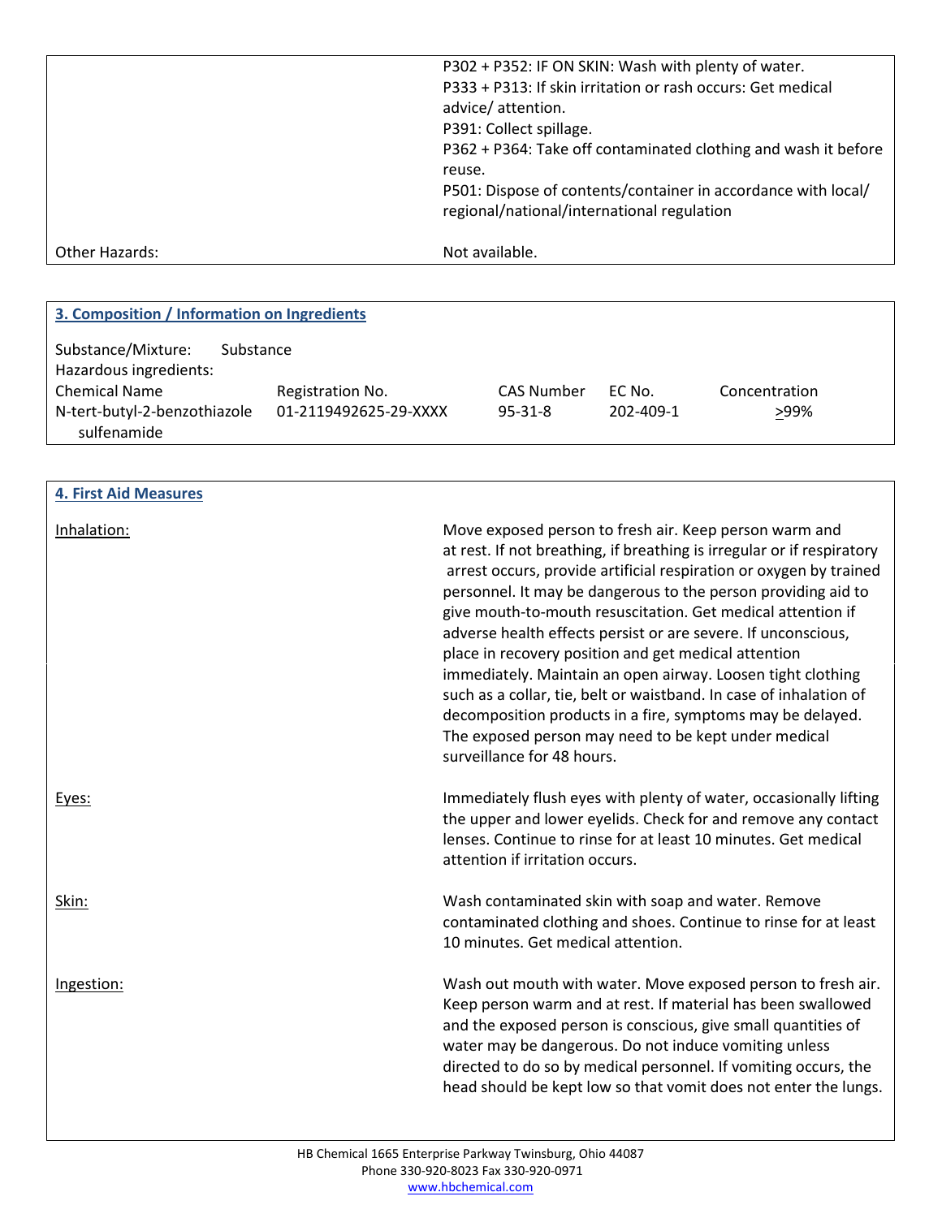P302 + P352: IF ON SKIN: Wash with plenty of water.
P333 + P313: If skin irritation or rash occurs: Get medical advice/ attention.
P391: Collect spillage.
P362 + P364: Take off contaminated clothing and wash it before reuse.
P501: Dispose of contents/container in accordance with local/ regional/national/international regulation

Other Hazards: Not available.

## 3. Composition / Information on Ingredients

Substance/Mixture: Substance

Hazardous ingredients:

| Chemical Name | Registration No. | CAS Number | EC No. | Concentration |
|---|---|---|---|---|
| N-tert-butyl-2-benzothiazole sulfenamide | 01-2119492625-29-XXXX | 95-31-8 | 202-409-1 | ≥99% |

## 4. First Aid Measures

Inhalation: Move exposed person to fresh air. Keep person warm and at rest. If not breathing, if breathing is irregular or if respiratory arrest occurs, provide artificial respiration or oxygen by trained personnel. It may be dangerous to the person providing aid to give mouth-to-mouth resuscitation. Get medical attention if adverse health effects persist or are severe. If unconscious, place in recovery position and get medical attention immediately. Maintain an open airway. Loosen tight clothing such as a collar, tie, belt or waistband. In case of inhalation of decomposition products in a fire, symptoms may be delayed. The exposed person may need to be kept under medical surveillance for 48 hours.

Eyes: Immediately flush eyes with plenty of water, occasionally lifting the upper and lower eyelids. Check for and remove any contact lenses. Continue to rinse for at least 10 minutes. Get medical attention if irritation occurs.

Skin: Wash contaminated skin with soap and water. Remove contaminated clothing and shoes. Continue to rinse for at least 10 minutes. Get medical attention.

Ingestion: Wash out mouth with water. Move exposed person to fresh air. Keep person warm and at rest. If material has been swallowed and the exposed person is conscious, give small quantities of water may be dangerous. Do not induce vomiting unless directed to do so by medical personnel. If vomiting occurs, the head should be kept low so that vomit does not enter the lungs.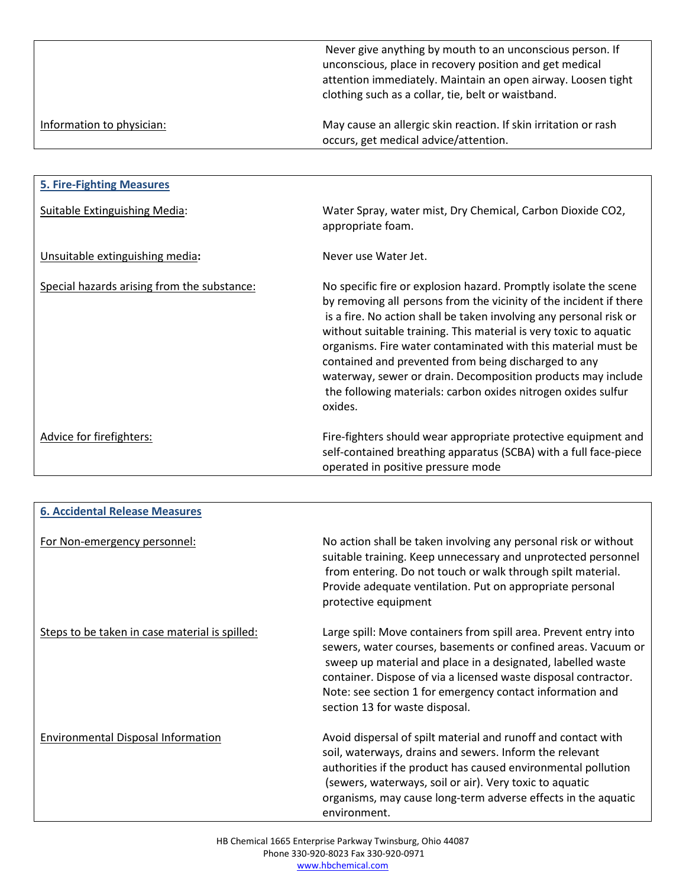| | |
|---|---|
| | Never give anything by mouth to an unconscious person. If unconscious, place in recovery position and get medical attention immediately. Maintain an open airway. Loosen tight clothing such as a collar, tie, belt or waistband. |
| Information to physician: | May cause an allergic skin reaction. If skin irritation or rash occurs, get medical advice/attention. |

## 5. Fire-Fighting Measures

| | |
|---|---|
| Suitable Extinguishing Media: | Water Spray, water mist, Dry Chemical, Carbon Dioxide $CO_2$, appropriate foam. |
| Unsuitable extinguishing media: | Never use Water Jet. |
| Special hazards arising from the substance: | No specific fire or explosion hazard. Promptly isolate the scene by removing all persons from the vicinity of the incident if there is a fire. No action shall be taken involving any personal risk or without suitable training. This material is very toxic to aquatic organisms. Fire water contaminated with this material must be contained and prevented from being discharged to any waterway, sewer or drain. Decomposition products may include the following materials: carbon oxides nitrogen oxides sulfur oxides. |
| Advice for firefighters: | Fire-fighters should wear appropriate protective equipment and self-contained breathing apparatus (SCBA) with a full face-piece operated in positive pressure mode |

## 6. Accidental Release Measures

| | |
|---|---|
| For Non-emergency personnel: | No action shall be taken involving any personal risk or without suitable training. Keep unnecessary and unprotected personnel from entering. Do not touch or walk through spilt material. Provide adequate ventilation. Put on appropriate personal protective equipment |
| Steps to be taken in case material is spilled: | Large spill: Move containers from spill area. Prevent entry into sewers, water courses, basements or confined areas. Vacuum or sweep up material and place in a designated, labelled waste container. Dispose of via a licensed waste disposal contractor. Note: see section 1 for emergency contact information and section 13 for waste disposal. |
| Environmental Disposal Information | Avoid dispersal of spilt material and runoff and contact with soil, waterways, drains and sewers. Inform the relevant authorities if the product has caused environmental pollution (sewers, waterways, soil or air). Very toxic to aquatic organisms, may cause long-term adverse effects in the aquatic environment. |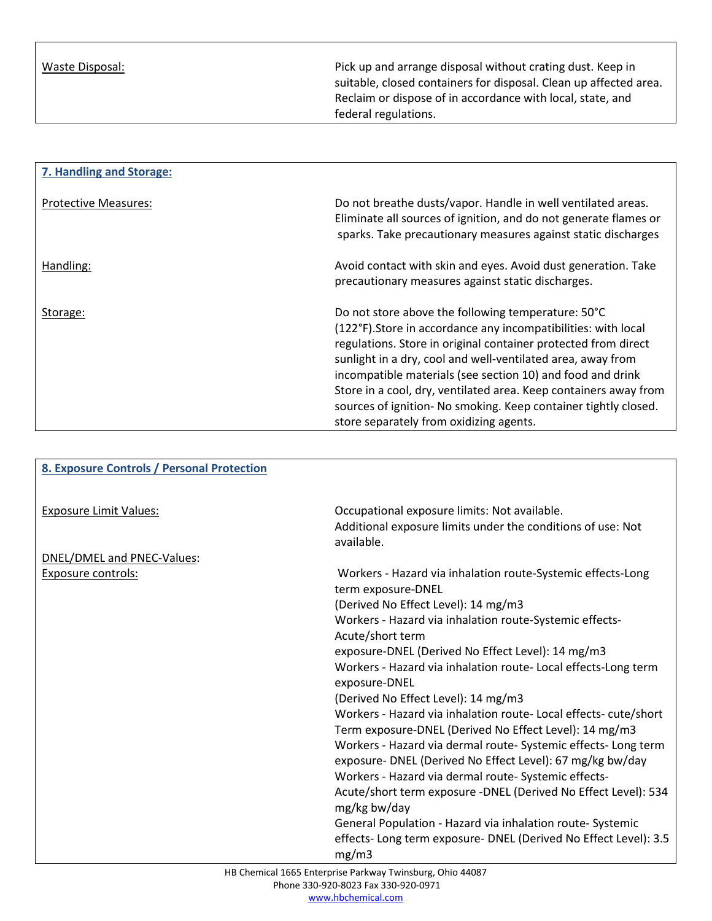| | |
|---|---|
| Waste Disposal: | Pick up and arrange disposal without crating dust. Keep in suitable, closed containers for disposal. Clean up affected area. Reclaim or dispose of in accordance with local, state, and federal regulations. |

## 7. Handling and Storage:

| | |
|---|---|
| Protective Measures: | Do not breathe dusts/vapor. Handle in well ventilated areas. Eliminate all sources of ignition, and do not generate flames or sparks. Take precautionary measures against static discharges |
| Handling: | Avoid contact with skin and eyes. Avoid dust generation. Take precautionary measures against static discharges. |
| Storage: | Do not store above the following temperature: 50°C (122°F).Store in accordance any incompatibilities: with local regulations. Store in original container protected from direct sunlight in a dry, cool and well-ventilated area, away from incompatible materials (see section 10) and food and drink Store in a cool, dry, ventilated area. Keep containers away from sources of ignition- No smoking. Keep container tightly closed. store separately from oxidizing agents. |

## 8. Exposure Controls / Personal Protection

| | |
|---|---|
| Exposure Limit Values: | Occupational exposure limits: Not available.<br>Additional exposure limits under the conditions of use: Not available. |
| DNEL/DMEL and PNEC-Values: | |
| Exposure controls: | Workers - Hazard via inhalation route-Systemic effects-Long term exposure-DNEL (Derived No Effect Level): 14 mg/m3<br>Workers - Hazard via inhalation route-Systemic effects-Acute/short term exposure-DNEL (Derived No Effect Level): 14 mg/m3<br>Workers - Hazard via inhalation route- Local effects-Long term exposure-DNEL (Derived No Effect Level): 14 mg/m3<br>Workers - Hazard via inhalation route- Local effects- cute/short Term exposure-DNEL (Derived No Effect Level): 14 mg/m3<br>Workers - Hazard via dermal route- Systemic effects- Long term exposure- DNEL (Derived No Effect Level): 67 mg/kg bw/day<br>Workers - Hazard via dermal route- Systemic effects-Acute/short term exposure -DNEL (Derived No Effect Level): 534 mg/kg bw/day<br>General Population - Hazard via inhalation route- Systemic effects- Long term exposure- DNEL (Derived No Effect Level): 3.5 mg/m3 |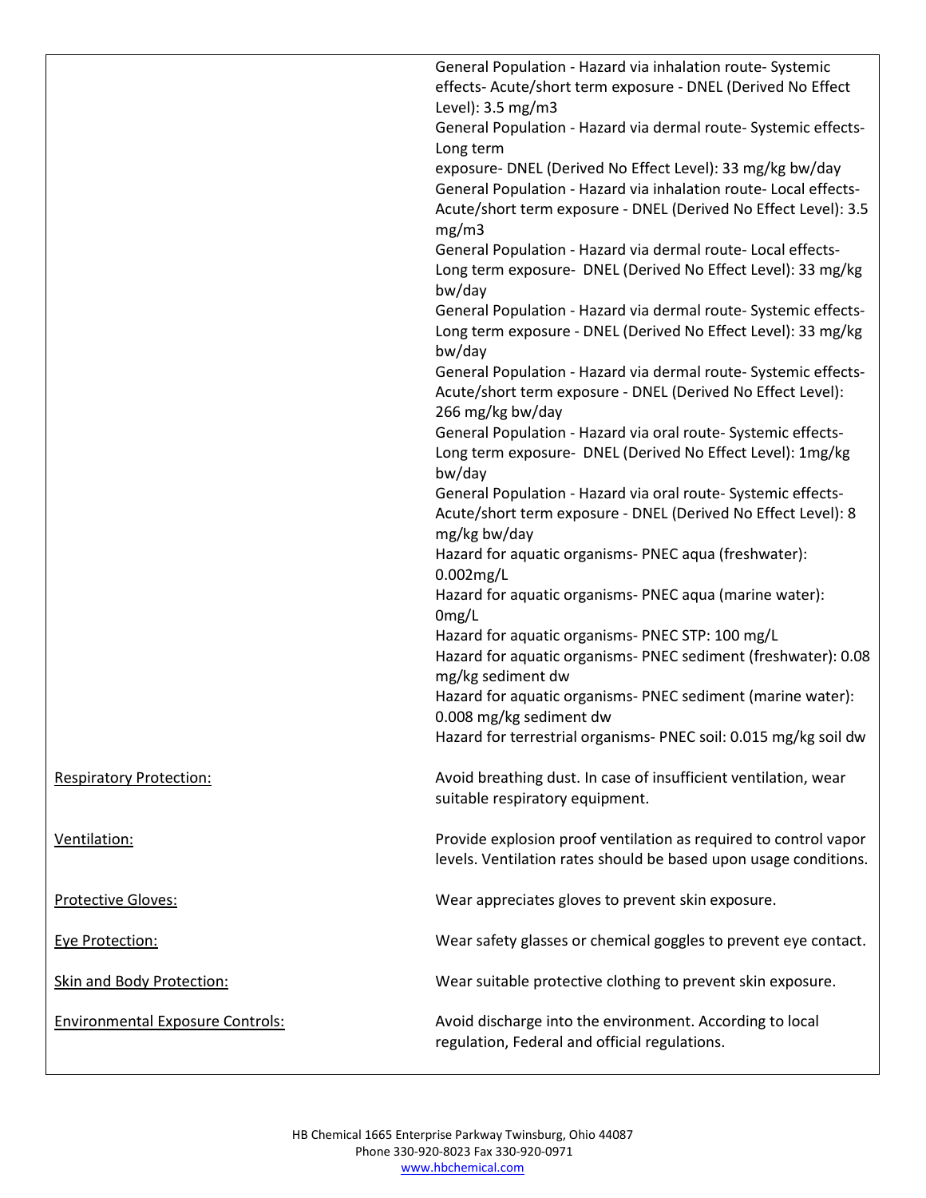| | |
|---|---|
| | General Population - Hazard via inhalation route- Systemic effects- Acute/short term exposure - DNEL (Derived No Effect Level): 3.5 mg/m3<br>General Population - Hazard via dermal route- Systemic effects- Long term exposure- DNEL (Derived No Effect Level): 33 mg/kg bw/day<br>General Population - Hazard via inhalation route- Local effects- Acute/short term exposure - DNEL (Derived No Effect Level): 3.5 mg/m3<br>General Population - Hazard via dermal route- Local effects- Long term exposure- DNEL (Derived No Effect Level): 33 mg/kg bw/day<br>General Population - Hazard via dermal route- Systemic effects- Long term exposure - DNEL (Derived No Effect Level): 33 mg/kg bw/day<br>General Population - Hazard via dermal route- Systemic effects- Acute/short term exposure - DNEL (Derived No Effect Level): 266 mg/kg bw/day<br>General Population - Hazard via oral route- Systemic effects- Long term exposure- DNEL (Derived No Effect Level): 1mg/kg bw/day<br>General Population - Hazard via oral route- Systemic effects- Acute/short term exposure - DNEL (Derived No Effect Level): 8 mg/kg bw/day<br>Hazard for aquatic organisms- PNEC aqua (freshwater): 0.002mg/L<br>Hazard for aquatic organisms- PNEC aqua (marine water): 0mg/L<br>Hazard for aquatic organisms- PNEC STP: 100 mg/L<br>Hazard for aquatic organisms- PNEC sediment (freshwater): 0.08 mg/kg sediment dw<br>Hazard for aquatic organisms- PNEC sediment (marine water): 0.008 mg/kg sediment dw<br>Hazard for terrestrial organisms- PNEC soil: 0.015 mg/kg soil dw |
| Respiratory Protection: | Avoid breathing dust. In case of insufficient ventilation, wear suitable respiratory equipment. |
| Ventilation: | Provide explosion proof ventilation as required to control vapor levels. Ventilation rates should be based upon usage conditions. |
| Protective Gloves: | Wear appreciates gloves to prevent skin exposure. |
| Eye Protection: | Wear safety glasses or chemical goggles to prevent eye contact. |
| Skin and Body Protection: | Wear suitable protective clothing to prevent skin exposure. |
| Environmental Exposure Controls: | Avoid discharge into the environment. According to local regulation, Federal and official regulations. |

HB Chemical 1665 Enterprise Parkway Twinsburg, Ohio 44087
Phone 330-920-8023 Fax 330-920-0971
www.hbchemical.com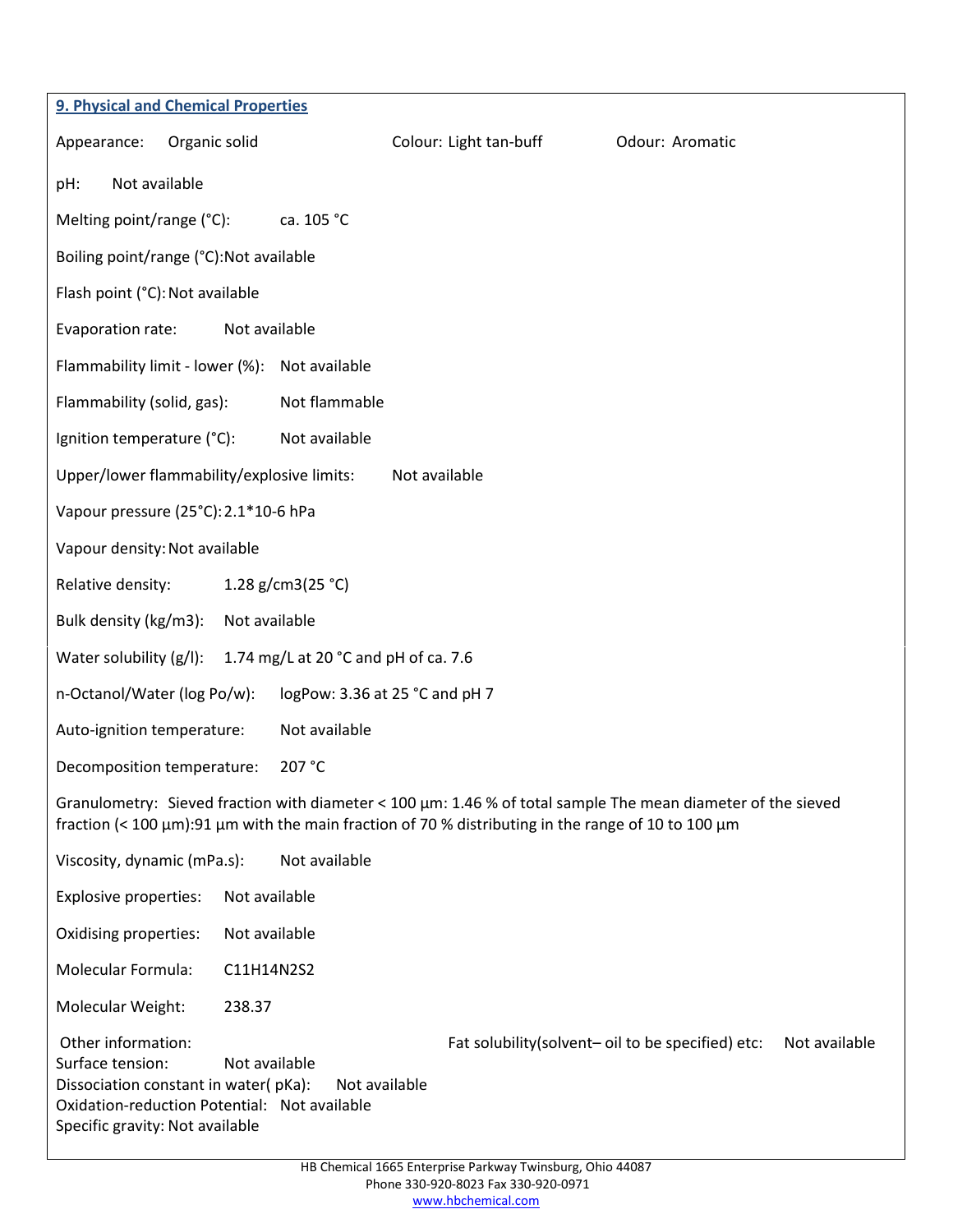## 9. Physical and Chemical Properties

Appearance: Organic solid | Colour: Light tan-buff | Odour: Aromatic

pH: Not available

Melting point/range (°C): ca. 105 °C

Boiling point/range (°C): Not available

Flash point (°C): Not available

Evaporation rate: Not available

Flammability limit - lower (%): Not available

Flammability (solid, gas): Not flammable

Ignition temperature (°C): Not available

Upper/lower flammability/explosive limits: Not available

Vapour pressure (25°C): $2.1 \times 10^{-6}$ hPa

Vapour density: Not available

Relative density: 1.28 $g/cm^3$ (25 °C)

Bulk density ($kg/m^3$): Not available

Water solubility (g/l): 1.74 mg/L at 20 °C and pH of ca. 7.6

n-Octanol/Water (log Po/w): logPow: 3.36 at 25 °C and pH 7

Auto-ignition temperature: Not available

Decomposition temperature: 207 °C

Granulometry: Sieved fraction with diameter < 100 µm: 1.46 % of total sample The mean diameter of the sieved fraction (< 100 µm):91 µm with the main fraction of 70 % distributing in the range of 10 to 100 µm

Viscosity, dynamic (mPa.s): Not available

Explosive properties: Not available

Oxidising properties: Not available

Molecular Formula: $C_{11}H_{14}N_2S_2$

Molecular Weight: 238.37

Other information:

Fat solubility(solvent– oil to be specified) etc: Not available

Surface tension: Not available

Dissociation constant in water( pKa): Not available

Oxidation-reduction Potential: Not available

Specific gravity: Not available

HB Chemical 1665 Enterprise Parkway Twinsburg, Ohio 44087
Phone 330-920-8023 Fax 330-920-0971
www.hbchemical.com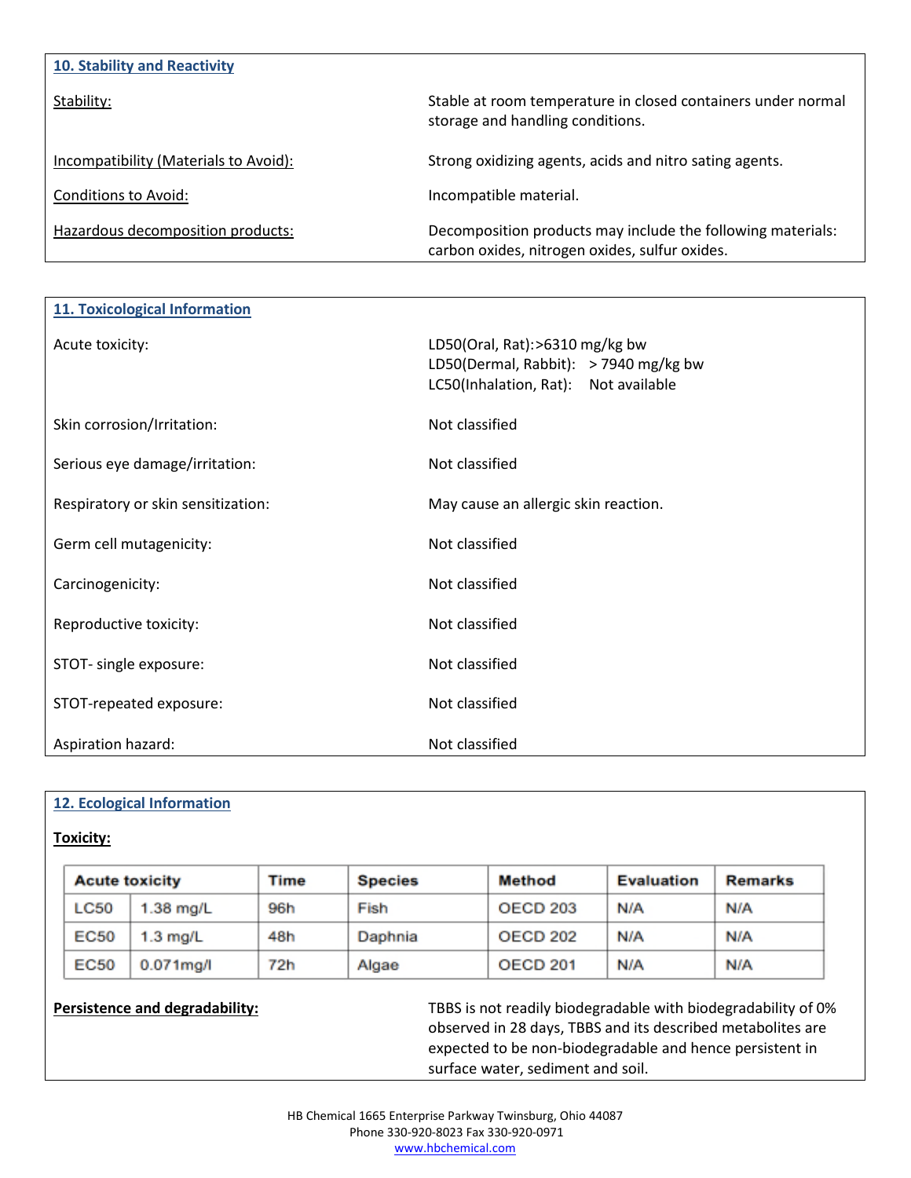## 10. Stability and Reactivity

| | |
|---|---|
| Stability: | Stable at room temperature in closed containers under normal storage and handling conditions. |
| Incompatibility (Materials to Avoid): | Strong oxidizing agents, acids and nitro sating agents. |
| Conditions to Avoid: | Incompatible material. |
| Hazardous decomposition products: | Decomposition products may include the following materials: carbon oxides, nitrogen oxides, sulfur oxides. |

## 11. Toxicological Information

| | |
|---|---|
| Acute toxicity: | LD50(Oral, Rat):>6310 mg/kg bw<br>LD50(Dermal, Rabbit): > 7940 mg/kg bw<br>LC50(Inhalation, Rat): Not available |
| Skin corrosion/Irritation: | Not classified |
| Serious eye damage/irritation: | Not classified |
| Respiratory or skin sensitization: | May cause an allergic skin reaction. |
| Germ cell mutagenicity: | Not classified |
| Carcinogenicity: | Not classified |
| Reproductive toxicity: | Not classified |
| STOT- single exposure: | Not classified |
| STOT-repeated exposure: | Not classified |
| Aspiration hazard: | Not classified |

## 12. Ecological Information

**Toxicity:**

| Acute toxicity | | Time | Species | Method | Evaluation | Remarks |
|---|---|---|---|---|---|---|
| LC50 | 1.38 mg/L | 96h | Fish | OECD 203 | N/A | N/A |
| EC50 | 1.3 mg/L | 48h | Daphnia | OECD 202 | N/A | N/A |
| EC50 | 0.071mg/l | 72h | Algae | OECD 201 | N/A | N/A |

**Persistence and degradability:** TBBS is not readily biodegradable with biodegradability of 0% observed in 28 days, TBBS and its described metabolites are expected to be non-biodegradable and hence persistent in surface water, sediment and soil.

HB Chemical 1665 Enterprise Parkway Twinsburg, Ohio 44087
Phone 330-920-8023 Fax 330-920-0971
www.hbchemical.com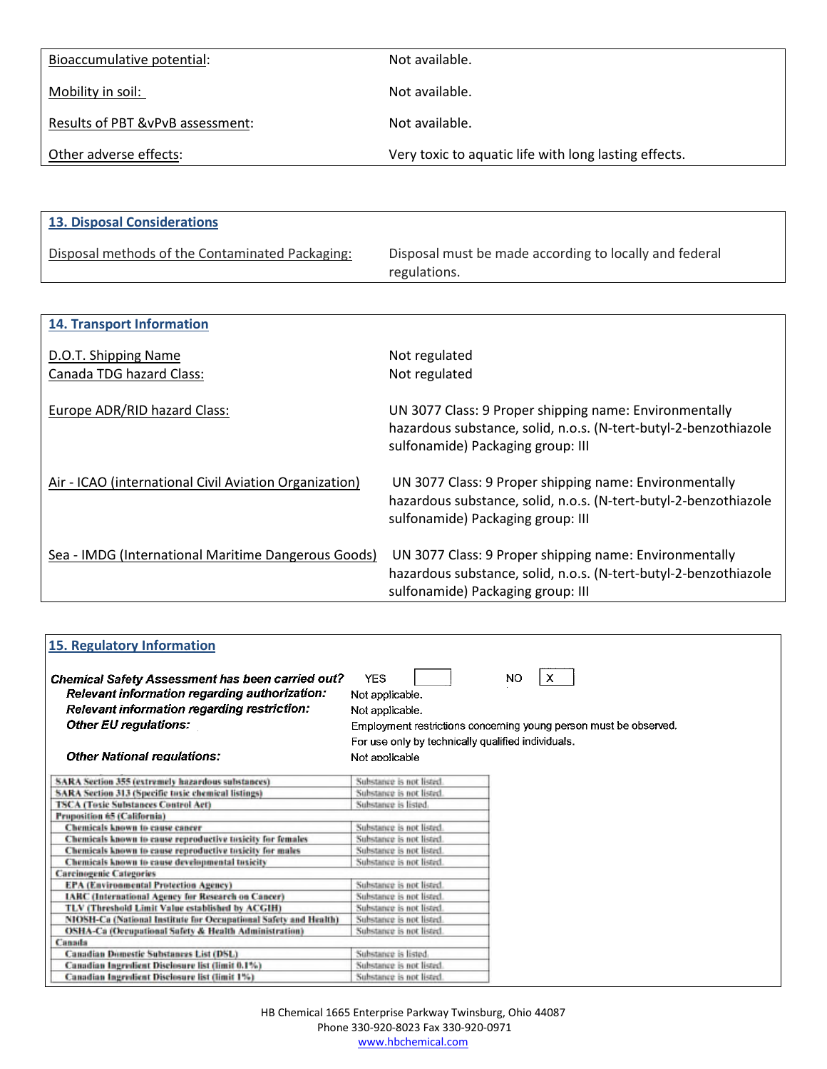| | |
|---|---|
| Bioaccumulative potential: | Not available. |
| Mobility in soil: | Not available. |
| Results of PBT &vPvB assessment: | Not available. |
| Other adverse effects: | Very toxic to aquatic life with long lasting effects. |

## 13. Disposal Considerations

| | |
|---|---|
| Disposal methods of the Contaminated Packaging: | Disposal must be made according to locally and federal regulations. |

## 14. Transport Information

| | |
|---|---|
| D.O.T. Shipping Name | Not regulated |
| Canada TDG hazard Class: | Not regulated |
| Europe ADR/RID hazard Class: | UN 3077 Class: 9 Proper shipping name: Environmentally hazardous substance, solid, n.o.s. (N-tert-butyl-2-benzothiazole sulfonamide) Packaging group: III |
| Air - ICAO (international Civil Aviation Organization) | UN 3077 Class: 9 Proper shipping name: Environmentally hazardous substance, solid, n.o.s. (N-tert-butyl-2-benzothiazole sulfonamide) Packaging group: III |
| Sea - IMDG (International Maritime Dangerous Goods) | UN 3077 Class: 9 Proper shipping name: Environmentally hazardous substance, solid, n.o.s. (N-tert-butyl-2-benzothiazole sulfonamide) Packaging group: III |

## 15. Regulatory Information

***Chemical Safety Assessment has been carried out?*** YES [ ] NO [X]

| | |
|---|---|
| ***Relevant information regarding authorization:*** | Not applicable. |
| ***Relevant information regarding restriction:*** | Not applicable. |
| ***Other EU regulations:*** | Employment restrictions concerning young person must be observed. For use only by technically qualified individuals. |
| ***Other National regulations:*** | Not applicable |

| | |
|---|---|
| **SARA Section 355 (extremely hazardous substances)** | Substance is not listed. |
| **SARA Section 313 (Specific toxic chemical listings)** | Substance is not listed. |
| **TSCA (Toxic Substances Control Act)** | Substance is listed. |
| **Proposition 65 (California)** | |
| **Chemicals known to cause cancer** | Substance is not listed. |
| **Chemicals known to cause reproductive toxicity for females** | Substance is not listed. |
| **Chemicals known to cause reproductive toxicity for males** | Substance is not listed. |
| **Chemicals known to cause developmental toxicity** | Substance is not listed. |
| **Carcinogenic Categories** | |
| **EPA (Environmental Protection Agency)** | Substance is not listed. |
| **IARC (International Agency for Research on Cancer)** | Substance is not listed. |
| **TLV (Threshold Limit Value established by ACGIH)** | Substance is not listed. |
| **NIOSH-Ca (National Institute for Occupational Safety and Health)** | Substance is not listed. |
| **OSHA-Ca (Occupational Safety & Health Administration)** | Substance is not listed. |
| **Canada** | |
| **Canadian Domestic Substances List (DSL)** | Substance is listed. |
| **Canadian Ingredient Disclosure list (limit 0.1%)** | Substance is not listed. |
| **Canadian Ingredient Disclosure list (limit 1%)** | Substance is not listed. |

HB Chemical 1665 Enterprise Parkway Twinsburg, Ohio 44087
Phone 330-920-8023 Fax 330-920-0971
www.hbchemical.com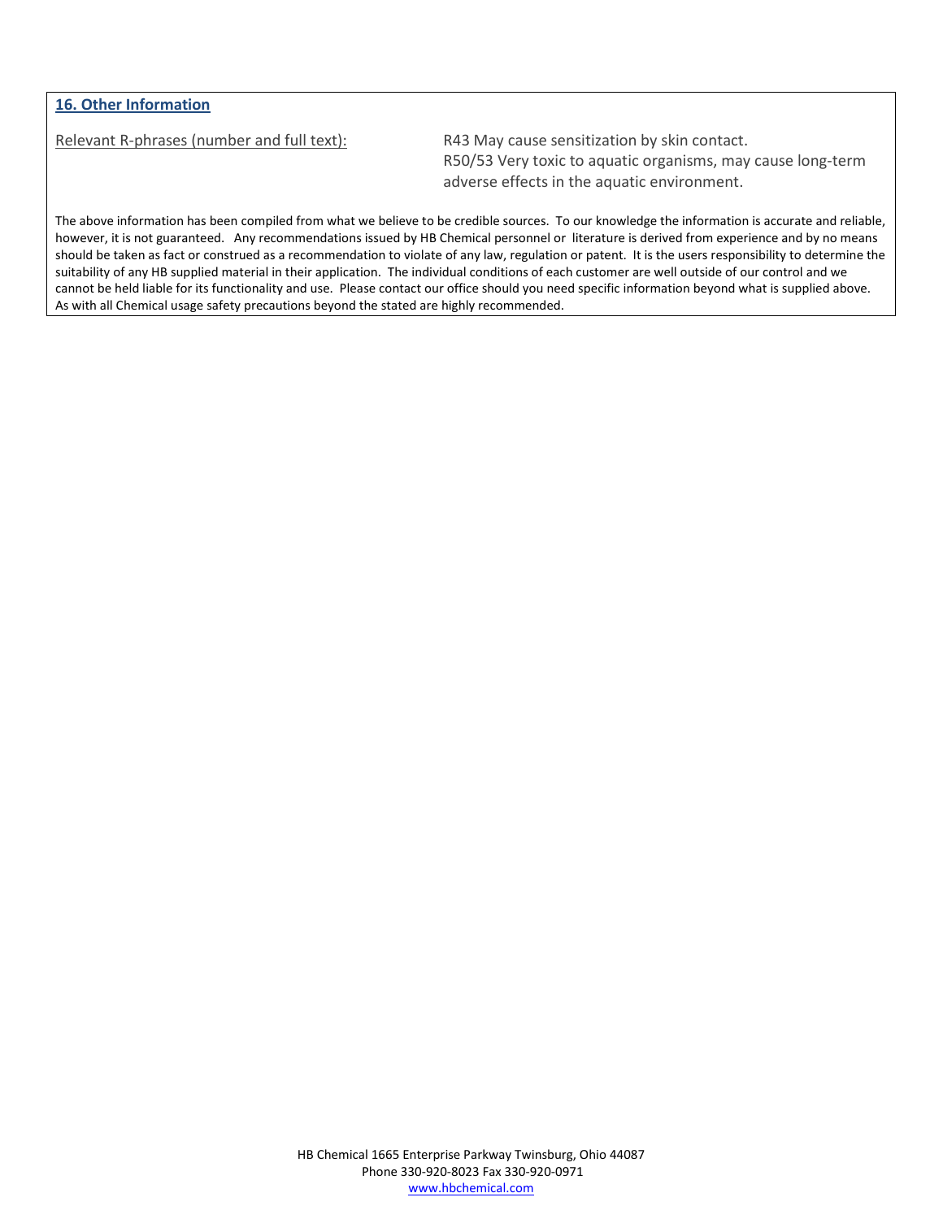## 16. Other Information

Relevant R-phrases (number and full text):

R43 May cause sensitization by skin contact.
R50/53 Very toxic to aquatic organisms, may cause long-term adverse effects in the aquatic environment.

The above information has been compiled from what we believe to be credible sources. To our knowledge the information is accurate and reliable, however, it is not guaranteed. Any recommendations issued by HB Chemical personnel or literature is derived from experience and by no means should be taken as fact or construed as a recommendation to violate of any law, regulation or patent. It is the users responsibility to determine the suitability of any HB supplied material in their application. The individual conditions of each customer are well outside of our control and we cannot be held liable for its functionality and use. Please contact our office should you need specific information beyond what is supplied above. As with all Chemical usage safety precautions beyond the stated are highly recommended.